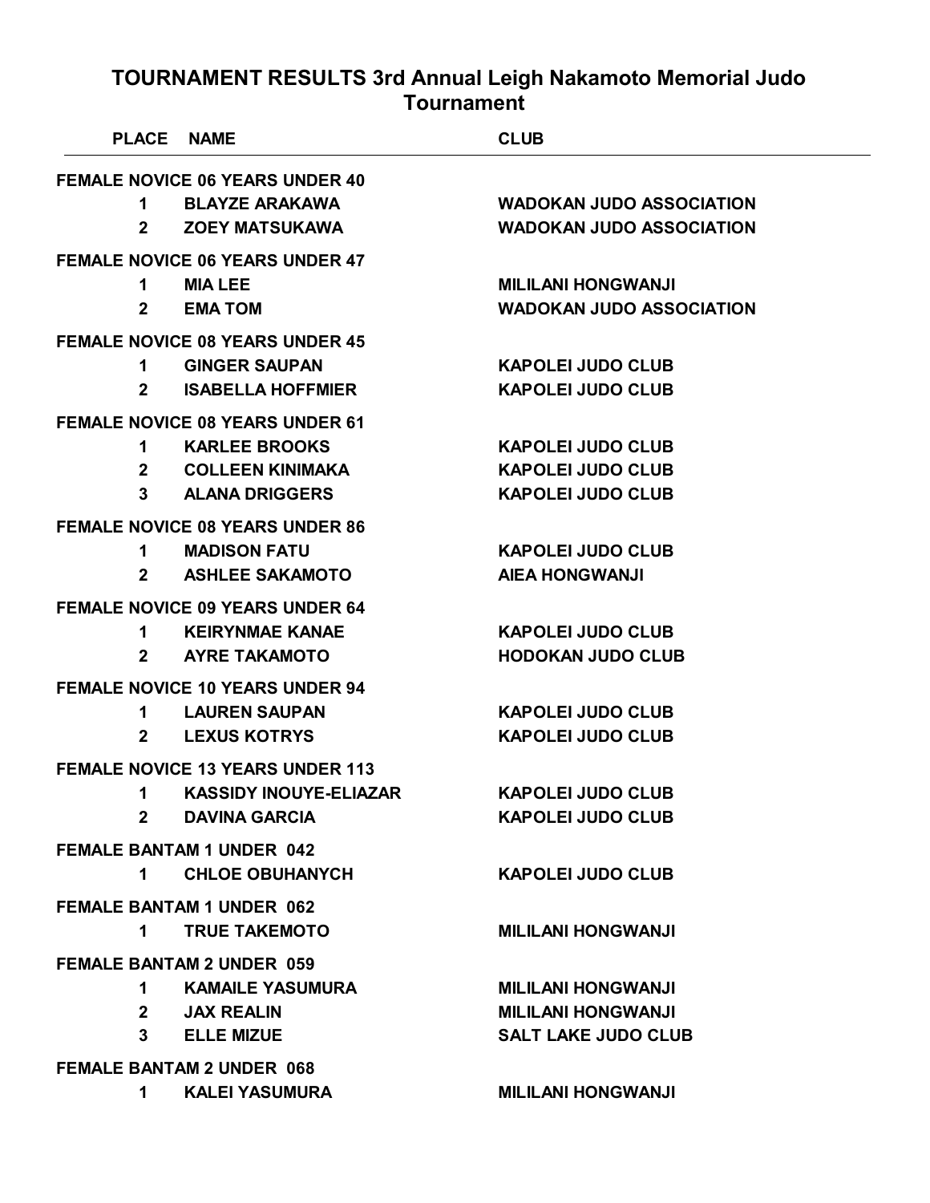# TOURNAMENT RESULTS 3rd Annual Leigh Nakamoto Memorial Judo Tournament

| PLACE | NAME | CLUB |
| --- | --- | --- |
| **FEMALE NOVICE 06 YEARS UNDER 40** | | |
| 1 | BLAYZE ARAKAWA | WADOKAN JUDO ASSOCIATION |
| 2 | ZOEY MATSUKAWA | WADOKAN JUDO ASSOCIATION |
| **FEMALE NOVICE 06 YEARS UNDER 47** | | |
| 1 | MIA LEE | MILILANI HONGWANJI |
| 2 | EMA TOM | WADOKAN JUDO ASSOCIATION |
| **FEMALE NOVICE 08 YEARS UNDER 45** | | |
| 1 | GINGER SAUPAN | KAPOLEI JUDO CLUB |
| 2 | ISABELLA HOFFMIER | KAPOLEI JUDO CLUB |
| **FEMALE NOVICE 08 YEARS UNDER 61** | | |
| 1 | KARLEE BROOKS | KAPOLEI JUDO CLUB |
| 2 | COLLEEN KINIMAKA | KAPOLEI JUDO CLUB |
| 3 | ALANA DRIGGERS | KAPOLEI JUDO CLUB |
| **FEMALE NOVICE 08 YEARS UNDER 86** | | |
| 1 | MADISON FATU | KAPOLEI JUDO CLUB |
| 2 | ASHLEE SAKAMOTO | AIEA HONGWANJI |
| **FEMALE NOVICE 09 YEARS UNDER 64** | | |
| 1 | KEIRYNMAE KANAE | KAPOLEI JUDO CLUB |
| 2 | AYRE TAKAMOTO | HODOKAN JUDO CLUB |
| **FEMALE NOVICE 10 YEARS UNDER 94** | | |
| 1 | LAUREN SAUPAN | KAPOLEI JUDO CLUB |
| 2 | LEXUS KOTRYS | KAPOLEI JUDO CLUB |
| **FEMALE NOVICE 13 YEARS UNDER 113** | | |
| 1 | KASSIDY INOUYE-ELIAZAR | KAPOLEI JUDO CLUB |
| 2 | DAVINA GARCIA | KAPOLEI JUDO CLUB |
| **FEMALE BANTAM 1 UNDER 042** | | |
| 1 | CHLOE OBUHANYCH | KAPOLEI JUDO CLUB |
| **FEMALE BANTAM 1 UNDER 062** | | |
| 1 | TRUE TAKEMOTO | MILILANI HONGWANJI |
| **FEMALE BANTAM 2 UNDER 059** | | |
| 1 | KAMAILE YASUMURA | MILILANI HONGWANJI |
| 2 | JAX REALIN | MILILANI HONGWANJI |
| 3 | ELLE MIZUE | SALT LAKE JUDO CLUB |
| **FEMALE BANTAM 2 UNDER 068** | | |
| 1 | KALEI YASUMURA | MILILANI HONGWANJI |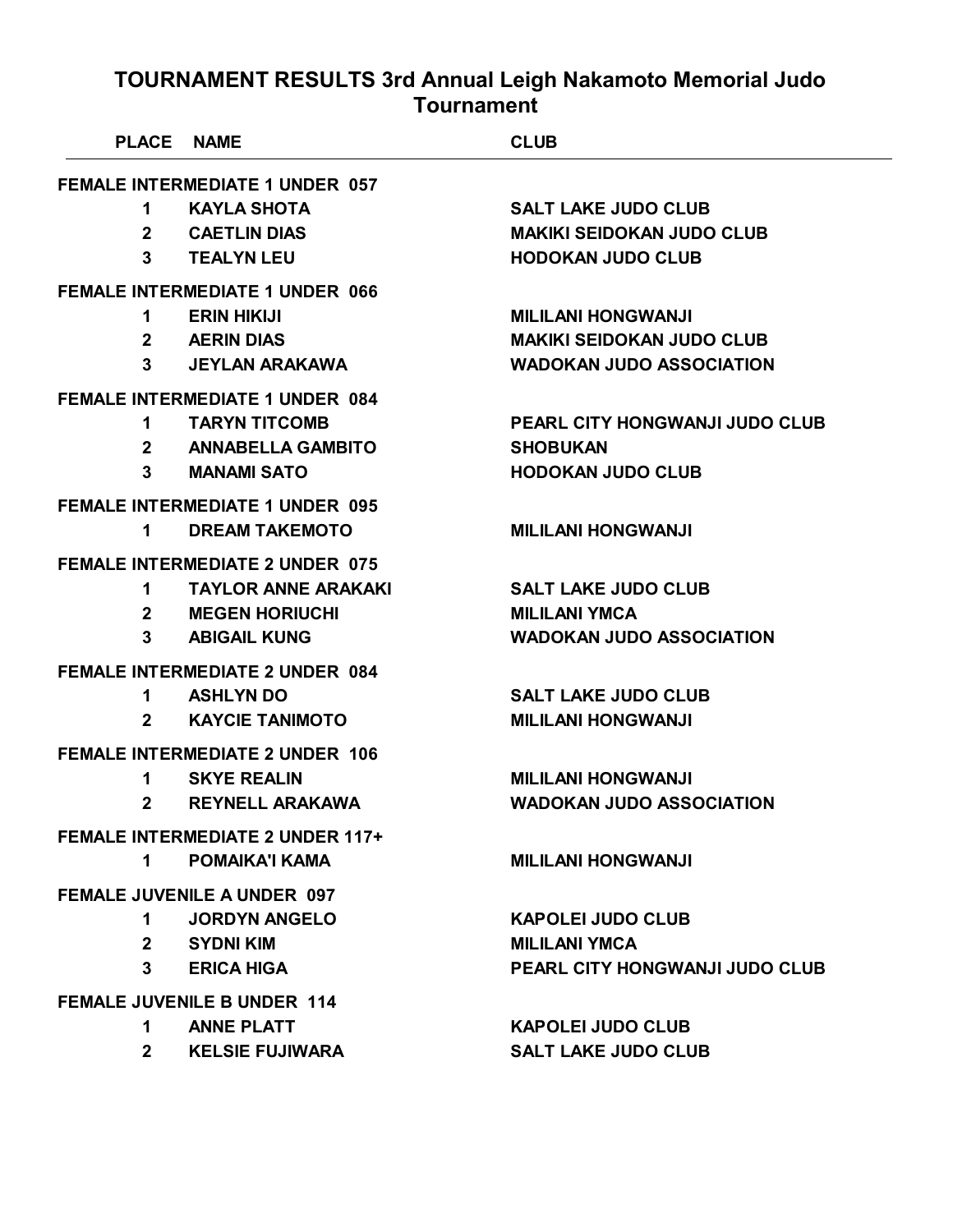# TOURNAMENT RESULTS 3rd Annual Leigh Nakamoto Memorial Judo Tournament

| PLACE | NAME | CLUB |
|---|---|---|
| **FEMALE INTERMEDIATE 1 UNDER 057** | | |
| 1 | KAYLA SHOTA | SALT LAKE JUDO CLUB |
| 2 | CAETLIN DIAS | MAKIKI SEIDOKAN JUDO CLUB |
| 3 | TEALYN LEU | HODOKAN JUDO CLUB |
| **FEMALE INTERMEDIATE 1 UNDER 066** | | |
| 1 | ERIN HIKIJI | MILILANI HONGWANJI |
| 2 | AERIN DIAS | MAKIKI SEIDOKAN JUDO CLUB |
| 3 | JEYLAN ARAKAWA | WADOKAN JUDO ASSOCIATION |
| **FEMALE INTERMEDIATE 1 UNDER 084** | | |
| 1 | TARYN TITCOMB | PEARL CITY HONGWANJI JUDO CLUB |
| 2 | ANNABELLA GAMBITO | SHOBUKAN |
| 3 | MANAMI SATO | HODOKAN JUDO CLUB |
| **FEMALE INTERMEDIATE 1 UNDER 095** | | |
| 1 | DREAM TAKEMOTO | MILILANI HONGWANJI |
| **FEMALE INTERMEDIATE 2 UNDER 075** | | |
| 1 | TAYLOR ANNE ARAKAKI | SALT LAKE JUDO CLUB |
| 2 | MEGEN HORIUCHI | MILILANI YMCA |
| 3 | ABIGAIL KUNG | WADOKAN JUDO ASSOCIATION |
| **FEMALE INTERMEDIATE 2 UNDER 084** | | |
| 1 | ASHLYN DO | SALT LAKE JUDO CLUB |
| 2 | KAYCIE TANIMOTO | MILILANI HONGWANJI |
| **FEMALE INTERMEDIATE 2 UNDER 106** | | |
| 1 | SKYE REALIN | MILILANI HONGWANJI |
| 2 | REYNELL ARAKAWA | WADOKAN JUDO ASSOCIATION |
| **FEMALE INTERMEDIATE 2 UNDER 117+** | | |
| 1 | POMAIKA'I KAMA | MILILANI HONGWANJI |
| **FEMALE JUVENILE A UNDER 097** | | |
| 1 | JORDYN ANGELO | KAPOLEI JUDO CLUB |
| 2 | SYDNI KIM | MILILANI YMCA |
| 3 | ERICA HIGA | PEARL CITY HONGWANJI JUDO CLUB |
| **FEMALE JUVENILE B UNDER 114** | | |
| 1 | ANNE PLATT | KAPOLEI JUDO CLUB |
| 2 | KELSIE FUJIWARA | SALT LAKE JUDO CLUB |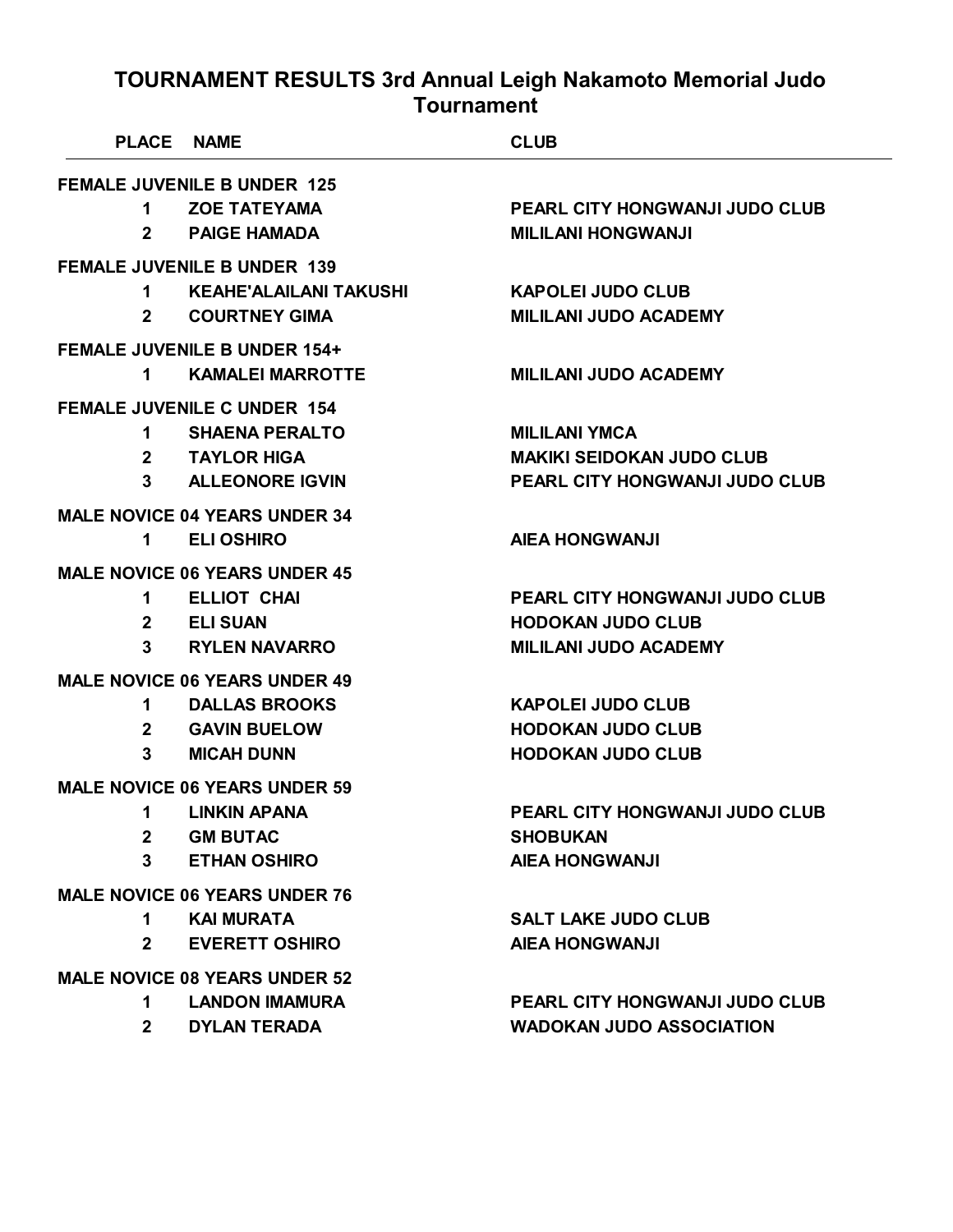# TOURNAMENT RESULTS 3rd Annual Leigh Nakamoto Memorial Judo Tournament

| PLACE | NAME | CLUB |
|---|---|---|
| **FEMALE JUVENILE B UNDER 125** | | |
| 1 | ZOE TATEYAMA | PEARL CITY HONGWANJI JUDO CLUB |
| 2 | PAIGE HAMADA | MILILANI HONGWANJI |
| **FEMALE JUVENILE B UNDER 139** | | |
| 1 | KEAHE'ALAILANI TAKUSHI | KAPOLEI JUDO CLUB |
| 2 | COURTNEY GIMA | MILILANI JUDO ACADEMY |
| **FEMALE JUVENILE B UNDER 154+** | | |
| 1 | KAMALEI MARROTTE | MILILANI JUDO ACADEMY |
| **FEMALE JUVENILE C UNDER 154** | | |
| 1 | SHAENA PERALTO | MILILANI YMCA |
| 2 | TAYLOR HIGA | MAKIKI SEIDOKAN JUDO CLUB |
| 3 | ALLEONORE IGVIN | PEARL CITY HONGWANJI JUDO CLUB |
| **MALE NOVICE 04 YEARS UNDER 34** | | |
| 1 | ELI OSHIRO | AIEA HONGWANJI |
| **MALE NOVICE 06 YEARS UNDER 45** | | |
| 1 | ELLIOT CHAI | PEARL CITY HONGWANJI JUDO CLUB |
| 2 | ELI SUAN | HODOKAN JUDO CLUB |
| 3 | RYLEN NAVARRO | MILILANI JUDO ACADEMY |
| **MALE NOVICE 06 YEARS UNDER 49** | | |
| 1 | DALLAS BROOKS | KAPOLEI JUDO CLUB |
| 2 | GAVIN BUELOW | HODOKAN JUDO CLUB |
| 3 | MICAH DUNN | HODOKAN JUDO CLUB |
| **MALE NOVICE 06 YEARS UNDER 59** | | |
| 1 | LINKIN APANA | PEARL CITY HONGWANJI JUDO CLUB |
| 2 | GM BUTAC | SHOBUKAN |
| 3 | ETHAN OSHIRO | AIEA HONGWANJI |
| **MALE NOVICE 06 YEARS UNDER 76** | | |
| 1 | KAI MURATA | SALT LAKE JUDO CLUB |
| 2 | EVERETT OSHIRO | AIEA HONGWANJI |
| **MALE NOVICE 08 YEARS UNDER 52** | | |
| 1 | LANDON IMAMURA | PEARL CITY HONGWANJI JUDO CLUB |
| 2 | DYLAN TERADA | WADOKAN JUDO ASSOCIATION |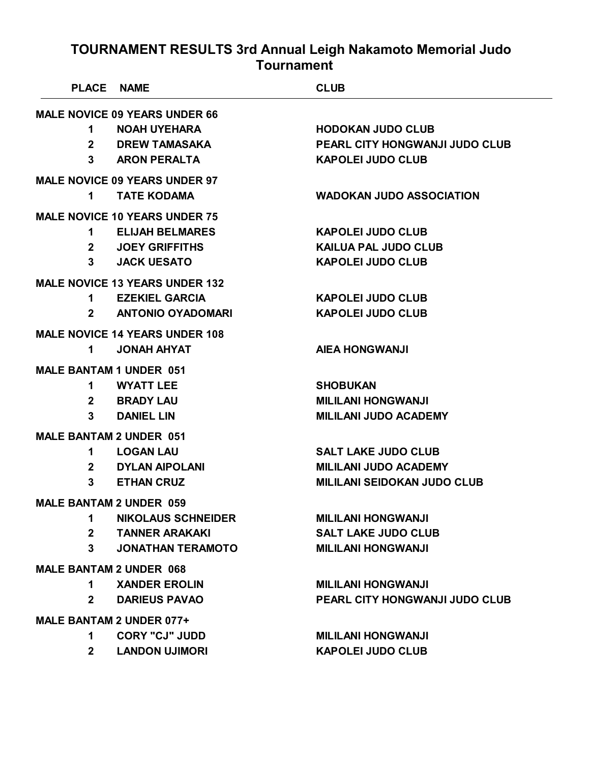# TOURNAMENT RESULTS 3rd Annual Leigh Nakamoto Memorial Judo Tournament

| PLACE | NAME | CLUB |
|---|---|---|
| **MALE NOVICE 09 YEARS UNDER 66** | | |
| 1 | NOAH UYEHARA | HODOKAN JUDO CLUB |
| 2 | DREW TAMASAKA | PEARL CITY HONGWANJI JUDO CLUB |
| 3 | ARON PERALTA | KAPOLEI JUDO CLUB |
| **MALE NOVICE 09 YEARS UNDER 97** | | |
| 1 | TATE KODAMA | WADOKAN JUDO ASSOCIATION |
| **MALE NOVICE 10 YEARS UNDER 75** | | |
| 1 | ELIJAH BELMARES | KAPOLEI JUDO CLUB |
| 2 | JOEY GRIFFITHS | KAILUA PAL JUDO CLUB |
| 3 | JACK UESATO | KAPOLEI JUDO CLUB |
| **MALE NOVICE 13 YEARS UNDER 132** | | |
| 1 | EZEKIEL GARCIA | KAPOLEI JUDO CLUB |
| 2 | ANTONIO OYADOMARI | KAPOLEI JUDO CLUB |
| **MALE NOVICE 14 YEARS UNDER 108** | | |
| 1 | JONAH AHYAT | AIEA HONGWANJI |
| **MALE BANTAM 1 UNDER 051** | | |
| 1 | WYATT LEE | SHOBUKAN |
| 2 | BRADY LAU | MILILANI HONGWANJI |
| 3 | DANIEL LIN | MILILANI JUDO ACADEMY |
| **MALE BANTAM 2 UNDER 051** | | |
| 1 | LOGAN LAU | SALT LAKE JUDO CLUB |
| 2 | DYLAN AIPOLANI | MILILANI JUDO ACADEMY |
| 3 | ETHAN CRUZ | MILILANI SEIDOKAN JUDO CLUB |
| **MALE BANTAM 2 UNDER 059** | | |
| 1 | NIKOLAUS SCHNEIDER | MILILANI HONGWANJI |
| 2 | TANNER ARAKAKI | SALT LAKE JUDO CLUB |
| 3 | JONATHAN TERAMOTO | MILILANI HONGWANJI |
| **MALE BANTAM 2 UNDER 068** | | |
| 1 | XANDER EROLIN | MILILANI HONGWANJI |
| 2 | DARIEUS PAVAO | PEARL CITY HONGWANJI JUDO CLUB |
| **MALE BANTAM 2 UNDER 077+** | | |
| 1 | CORY "CJ" JUDD | MILILANI HONGWANJI |
| 2 | LANDON UJIMORI | KAPOLEI JUDO CLUB |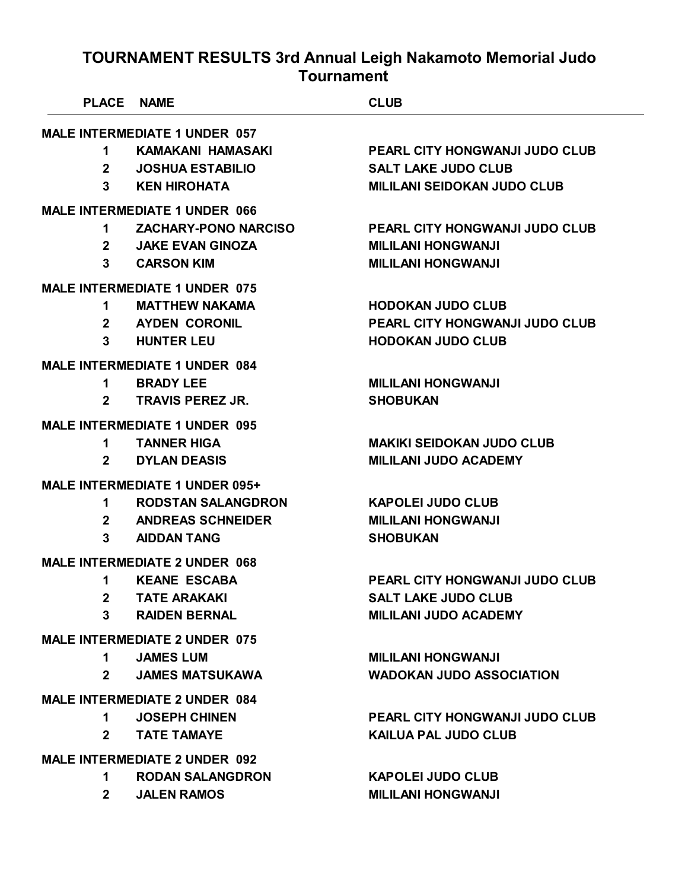# TOURNAMENT RESULTS 3rd Annual Leigh Nakamoto Memorial Judo Tournament

| PLACE | NAME | CLUB |
|---|---|---|
| **MALE INTERMEDIATE 1 UNDER 057** | | |
| 1 | KAMAKANI HAMASAKI | PEARL CITY HONGWANJI JUDO CLUB |
| 2 | JOSHUA ESTABILIO | SALT LAKE JUDO CLUB |
| 3 | KEN HIROHATA | MILILANI SEIDOKAN JUDO CLUB |
| **MALE INTERMEDIATE 1 UNDER 066** | | |
| 1 | ZACHARY-PONO NARCISO | PEARL CITY HONGWANJI JUDO CLUB |
| 2 | JAKE EVAN GINOZA | MILILANI HONGWANJI |
| 3 | CARSON KIM | MILILANI HONGWANJI |
| **MALE INTERMEDIATE 1 UNDER 075** | | |
| 1 | MATTHEW NAKAMA | HODOKAN JUDO CLUB |
| 2 | AYDEN CORONIL | PEARL CITY HONGWANJI JUDO CLUB |
| 3 | HUNTER LEU | HODOKAN JUDO CLUB |
| **MALE INTERMEDIATE 1 UNDER 084** | | |
| 1 | BRADY LEE | MILILANI HONGWANJI |
| 2 | TRAVIS PEREZ JR. | SHOBUKAN |
| **MALE INTERMEDIATE 1 UNDER 095** | | |
| 1 | TANNER HIGA | MAKIKI SEIDOKAN JUDO CLUB |
| 2 | DYLAN DEASIS | MILILANI JUDO ACADEMY |
| **MALE INTERMEDIATE 1 UNDER 095+** | | |
| 1 | RODSTAN SALANGDRON | KAPOLEI JUDO CLUB |
| 2 | ANDREAS SCHNEIDER | MILILANI HONGWANJI |
| 3 | AIDDAN TANG | SHOBUKAN |
| **MALE INTERMEDIATE 2 UNDER 068** | | |
| 1 | KEANE ESCABA | PEARL CITY HONGWANJI JUDO CLUB |
| 2 | TATE ARAKAKI | SALT LAKE JUDO CLUB |
| 3 | RAIDEN BERNAL | MILILANI JUDO ACADEMY |
| **MALE INTERMEDIATE 2 UNDER 075** | | |
| 1 | JAMES LUM | MILILANI HONGWANJI |
| 2 | JAMES MATSUKAWA | WADOKAN JUDO ASSOCIATION |
| **MALE INTERMEDIATE 2 UNDER 084** | | |
| 1 | JOSEPH CHINEN | PEARL CITY HONGWANJI JUDO CLUB |
| 2 | TATE TAMAYE | KAILUA PAL JUDO CLUB |
| **MALE INTERMEDIATE 2 UNDER 092** | | |
| 1 | RODAN SALANGDRON | KAPOLEI JUDO CLUB |
| 2 | JALEN RAMOS | MILILANI HONGWANJI |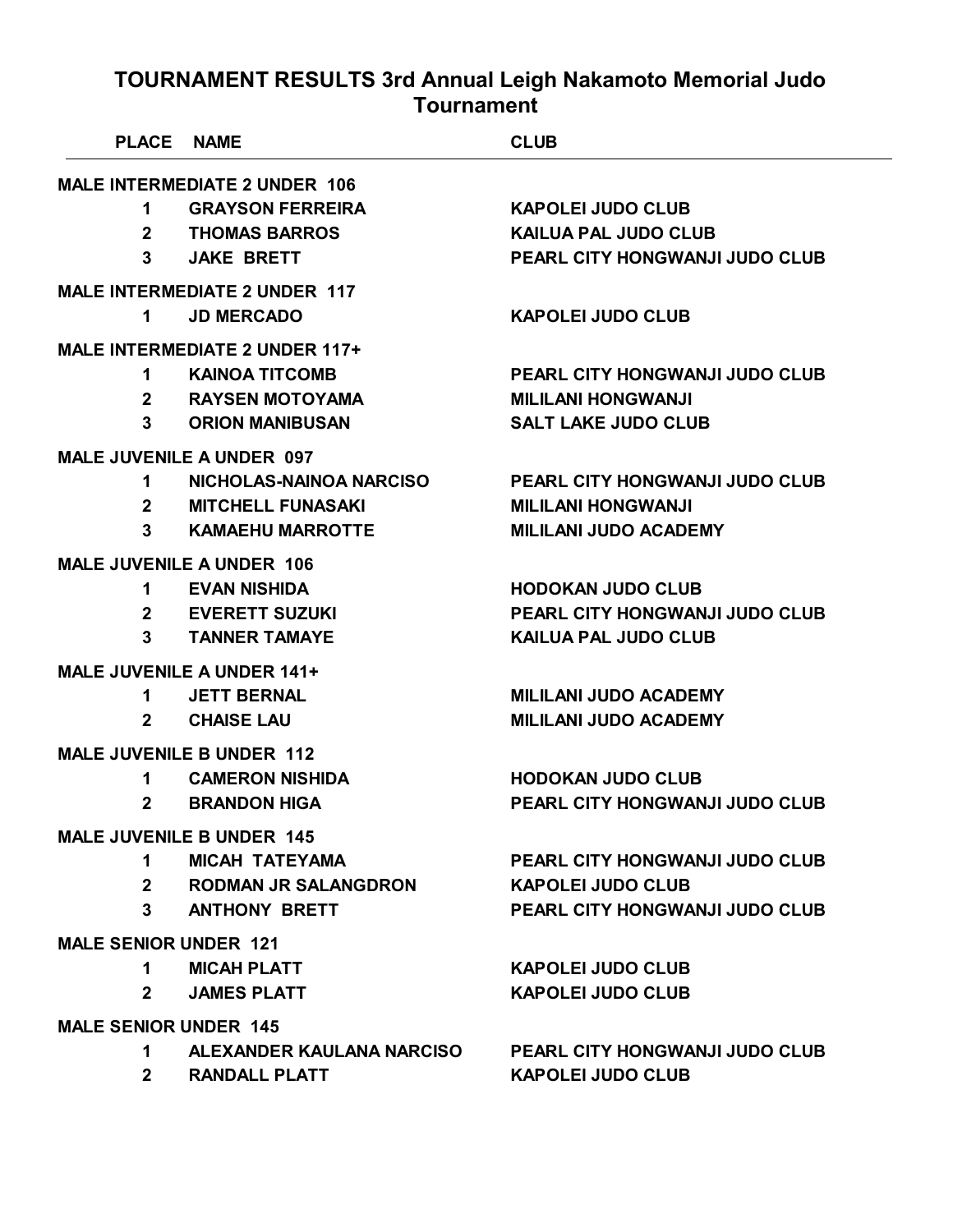## TOURNAMENT RESULTS 3rd Annual Leigh Nakamoto Memorial Judo Tournament

| PLACE | NAME | CLUB |
|---|---|---|
| **MALE INTERMEDIATE 2 UNDER 106** | | |
| 1 | GRAYSON FERREIRA | KAPOLEI JUDO CLUB |
| 2 | THOMAS BARROS | KAILUA PAL JUDO CLUB |
| 3 | JAKE BRETT | PEARL CITY HONGWANJI JUDO CLUB |
| **MALE INTERMEDIATE 2 UNDER 117** | | |
| 1 | JD MERCADO | KAPOLEI JUDO CLUB |
| **MALE INTERMEDIATE 2 UNDER 117+** | | |
| 1 | KAINOA TITCOMB | PEARL CITY HONGWANJI JUDO CLUB |
| 2 | RAYSEN MOTOYAMA | MILILANI HONGWANJI |
| 3 | ORION MANIBUSAN | SALT LAKE JUDO CLUB |
| **MALE JUVENILE A UNDER 097** | | |
| 1 | NICHOLAS-NAINOA NARCISO | PEARL CITY HONGWANJI JUDO CLUB |
| 2 | MITCHELL FUNASAKI | MILILANI HONGWANJI |
| 3 | KAMAEHU MARROTTE | MILILANI JUDO ACADEMY |
| **MALE JUVENILE A UNDER 106** | | |
| 1 | EVAN NISHIDA | HODOKAN JUDO CLUB |
| 2 | EVERETT SUZUKI | PEARL CITY HONGWANJI JUDO CLUB |
| 3 | TANNER TAMAYE | KAILUA PAL JUDO CLUB |
| **MALE JUVENILE A UNDER 141+** | | |
| 1 | JETT BERNAL | MILILANI JUDO ACADEMY |
| 2 | CHAISE LAU | MILILANI JUDO ACADEMY |
| **MALE JUVENILE B UNDER 112** | | |
| 1 | CAMERON NISHIDA | HODOKAN JUDO CLUB |
| 2 | BRANDON HIGA | PEARL CITY HONGWANJI JUDO CLUB |
| **MALE JUVENILE B UNDER 145** | | |
| 1 | MICAH TATEYAMA | PEARL CITY HONGWANJI JUDO CLUB |
| 2 | RODMAN JR SALANGDRON | KAPOLEI JUDO CLUB |
| 3 | ANTHONY BRETT | PEARL CITY HONGWANJI JUDO CLUB |
| **MALE SENIOR UNDER 121** | | |
| 1 | MICAH PLATT | KAPOLEI JUDO CLUB |
| 2 | JAMES PLATT | KAPOLEI JUDO CLUB |
| **MALE SENIOR UNDER 145** | | |
| 1 | ALEXANDER KAULANA NARCISO | PEARL CITY HONGWANJI JUDO CLUB |
| 2 | RANDALL PLATT | KAPOLEI JUDO CLUB |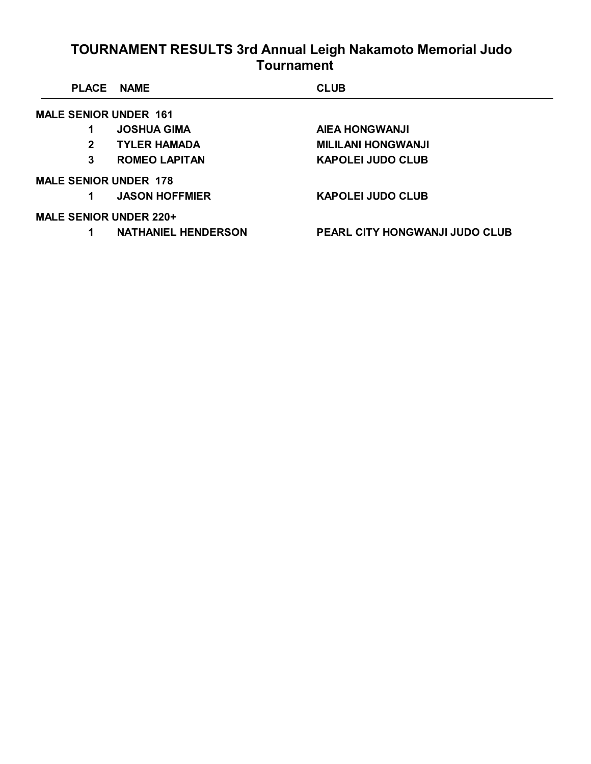# TOURNAMENT RESULTS 3rd Annual Leigh Nakamoto Memorial Judo Tournament

| PLACE | NAME | CLUB |
|---|---|---|
| **MALE SENIOR UNDER 161** | | |
| 1 | JOSHUA GIMA | AIEA HONGWANJI |
| 2 | TYLER HAMADA | MILILANI HONGWANJI |
| 3 | ROMEO LAPITAN | KAPOLEI JUDO CLUB |
| **MALE SENIOR UNDER 178** | | |
| 1 | JASON HOFFMIER | KAPOLEI JUDO CLUB |
| **MALE SENIOR UNDER 220+** | | |
| 1 | NATHANIEL HENDERSON | PEARL CITY HONGWANJI JUDO CLUB |